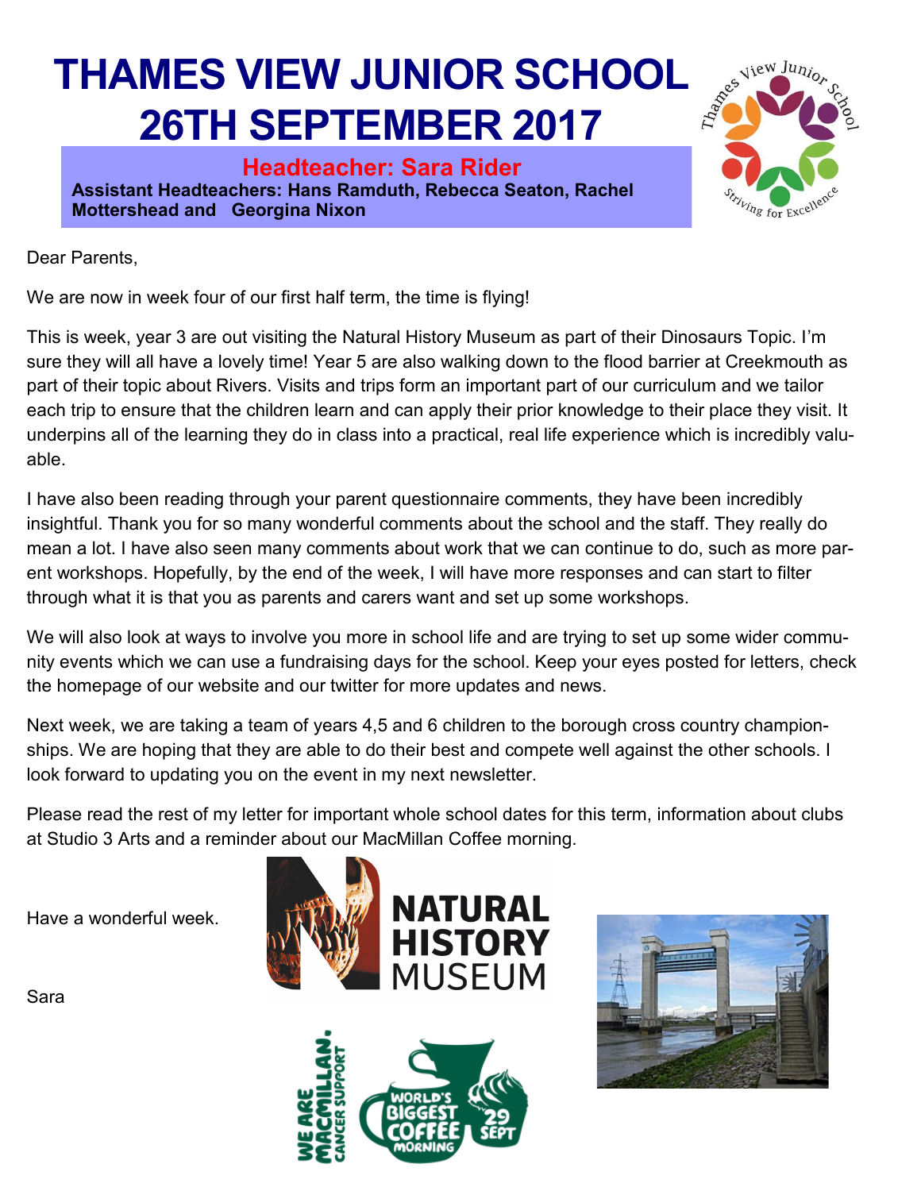# THAMES VIEW JUNIOR SCHOOL 26TH SEPTEMBER 2017

**Headteacher: Sara Rider**

**Assistant Headteachers: Hans Ramduth, Rebecca Seaton, Rachel Mottershead and Georgina Nixon**

Dear Parents,

We are now in week four of our first half term, the time is flying!

This is week, year 3 are out visiting the Natural History Museum as part of their Dinosaurs Topic. I'm sure they will all have a lovely time! Year 5 are also walking down to the flood barrier at Creekmouth as part of their topic about Rivers. Visits and trips form an important part of our curriculum and we tailor each trip to ensure that the children learn and can apply their prior knowledge to their place they visit. It underpins all of the learning they do in class into a practical, real life experience which is incredibly valuable.

I have also been reading through your parent questionnaire comments, they have been incredibly insightful. Thank you for so many wonderful comments about the school and the staff. They really do mean a lot. I have also seen many comments about work that we can continue to do, such as more parent workshops. Hopefully, by the end of the week, I will have more responses and can start to filter through what it is that you as parents and carers want and set up some workshops.

We will also look at ways to involve you more in school life and are trying to set up some wider community events which we can use a fundraising days for the school. Keep your eyes posted for letters, check the homepage of our website and our twitter for more updates and news.

Next week, we are taking a team of years 4,5 and 6 children to the borough cross country championships. We are hoping that they are able to do their best and compete well against the other schools. I look forward to updating you on the event in my next newsletter.

Please read the rest of my letter for important whole school dates for this term, information about clubs at Studio 3 Arts and a reminder about our MacMillan Coffee morning.

Have a wonderful week.

Sara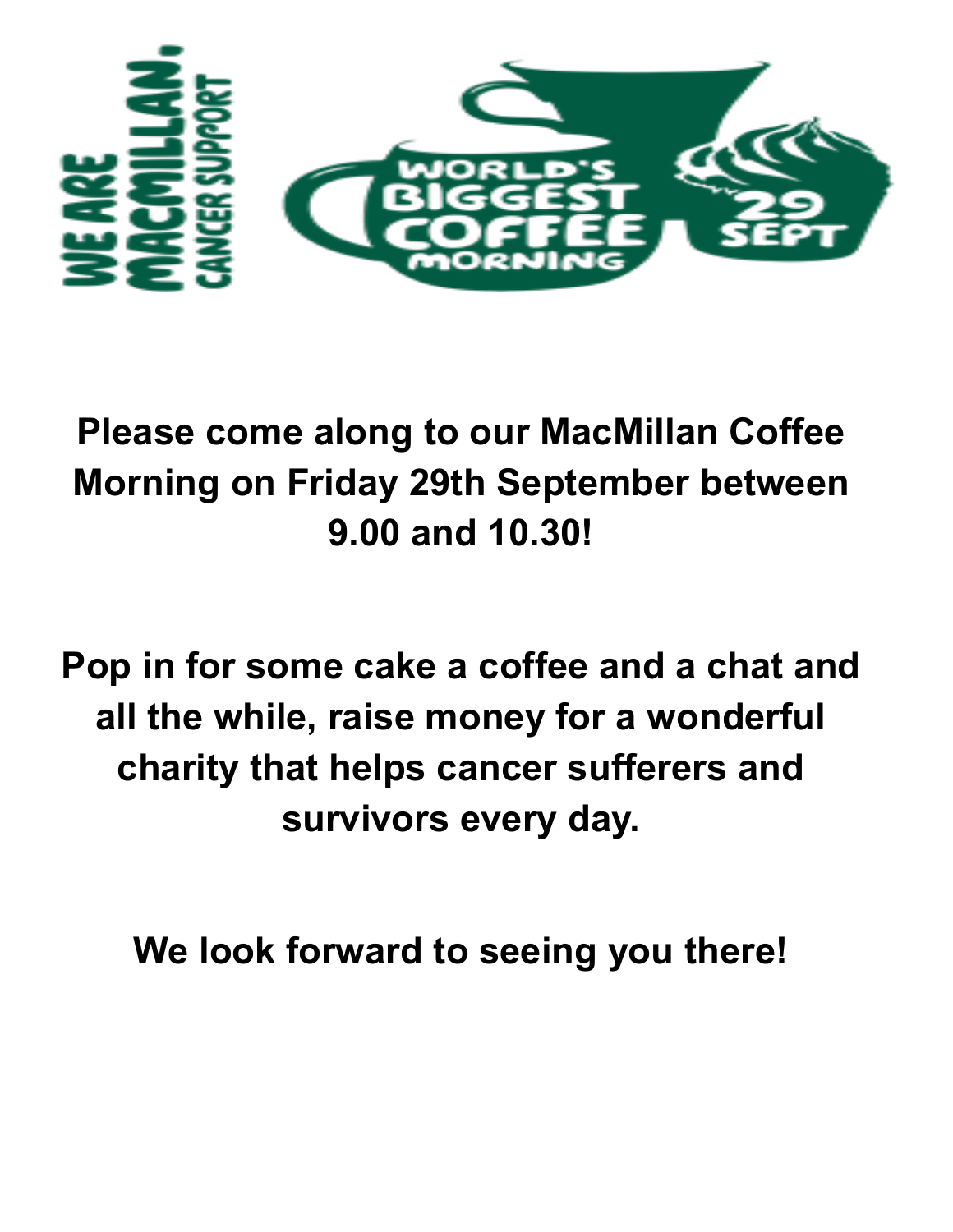WE ARE MACMILLAN. CANCER SUPPORT

WORLD'S BIGGEST COFFEE MORNING

29 SEPT

**Please come along to our MacMillan Coffee Morning on Friday 29th September between 9.00 and 10.30!**

**Pop in for some cake a coffee and a chat and all the while, raise money for a wonderful charity that helps cancer sufferers and survivors every day.**

**We look forward to seeing you there!**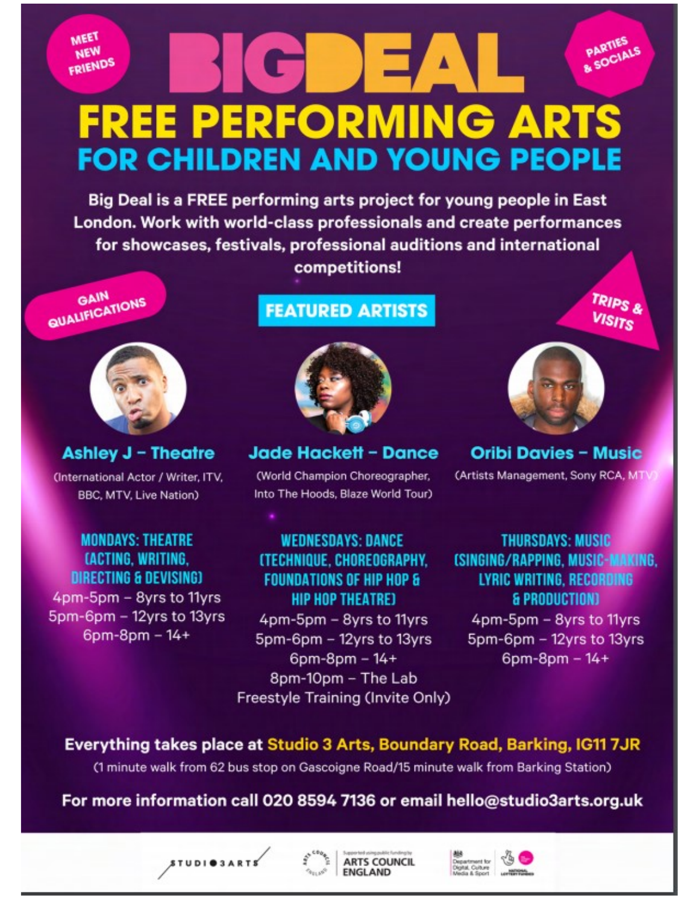MEET NEW FRIENDS

PARTIES & SOCIALS

# BIG DEAL

## FREE PERFORMING ARTS

## FOR CHILDREN AND YOUNG PEOPLE

**Big Deal is a FREE performing arts project for young people in East London. Work with world-class professionals and create performances for showcases, festivals, professional auditions and international competitions!**

GAIN QUALIFICATIONS

TRIPS & VISITS

### FEATURED ARTISTS

**Ashley J – Theatre**
(International Actor / Writer, ITV, BBC, MTV, Live Nation)

**Jade Hackett – Dance**
(World Champion Choreographer, Into The Hoods, Blaze World Tour)

**Oribi Davies – Music**
(Artists Management, Sony RCA, MTV)

**MONDAYS: THEATRE (ACTING, WRITING, DIRECTING & DEVISING)**
- 4pm-5pm – 8yrs to 11yrs
- 5pm-6pm – 12yrs to 13yrs
- 6pm-8pm – 14+

**WEDNESDAYS: DANCE (TECHNIQUE, CHOREOGRAPHY, FOUNDATIONS OF HIP HOP & HIP HOP THEATRE)**
- 4pm-5pm – 8yrs to 11yrs
- 5pm-6pm – 12yrs to 13yrs
- 6pm-8pm – 14+
- 8pm-10pm – The Lab Freestyle Training (Invite Only)

**THURSDAYS: MUSIC (SINGING/RAPPING, MUSIC-MAKING, LYRIC WRITING, RECORDING & PRODUCTION)**
- 4pm-5pm – 8yrs to 11yrs
- 5pm-6pm – 12yrs to 13yrs
- 6pm-8pm – 14+

**Everything takes place at Studio 3 Arts, Boundary Road, Barking, IG11 7JR**
(1 minute walk from 62 bus stop on Gascoigne Road/15 minute walk from Barking Station)

**For more information call 020 8594 7136 or email hello@studio3arts.org.uk**

STUDIO 3 ARTS | Supported using public funding by ARTS COUNCIL ENGLAND | Department for Digital, Culture Media & Sport | National Lottery Funded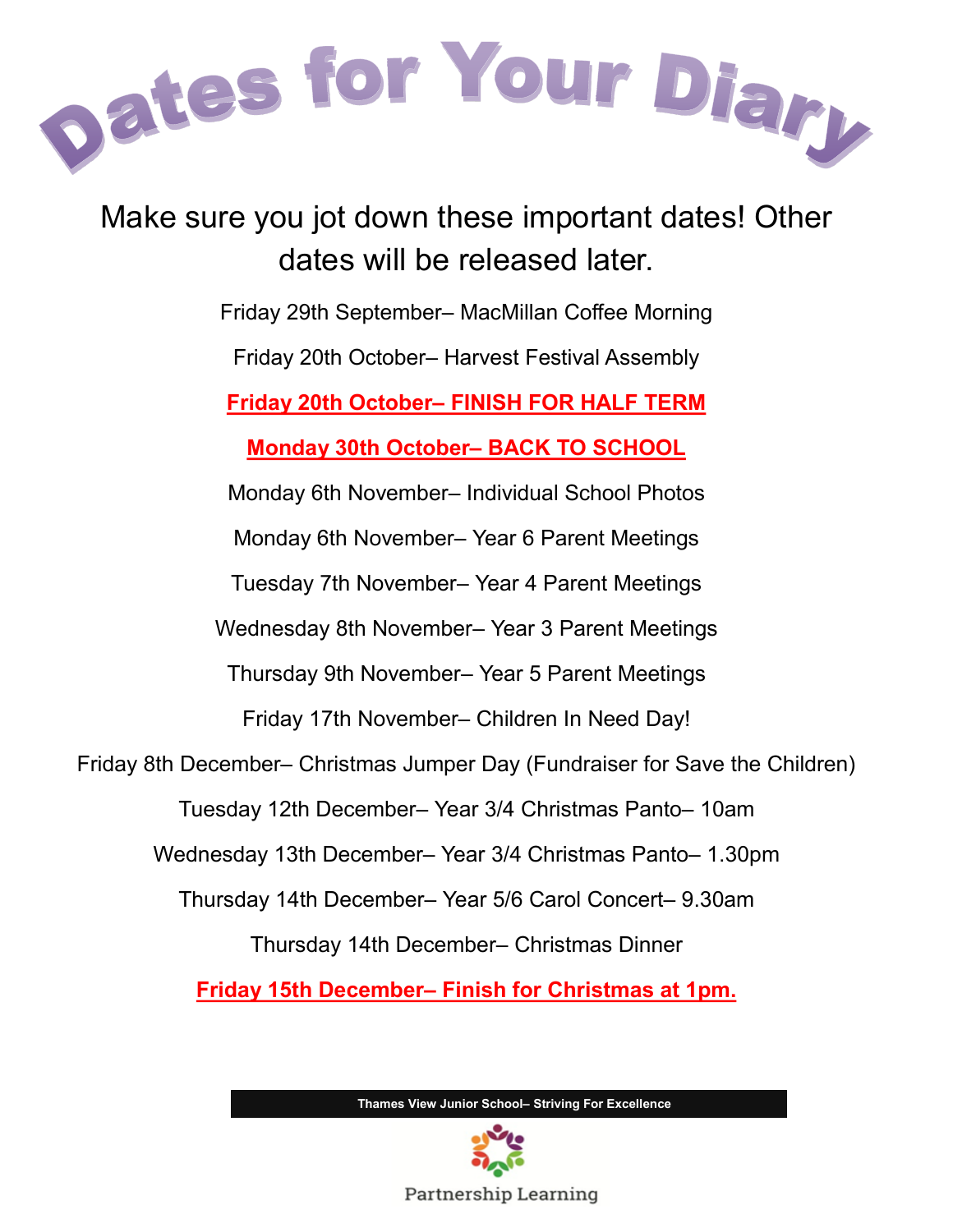# Dates for Your Diary

Make sure you jot down these important dates! Other dates will be released later.

Friday 29th September– MacMillan Coffee Morning

Friday 20th October– Harvest Festival Assembly

**Friday 20th October– FINISH FOR HALF TERM**

**Monday 30th October– BACK TO SCHOOL**

Monday 6th November– Individual School Photos

Monday 6th November– Year 6 Parent Meetings

Tuesday 7th November– Year 4 Parent Meetings

Wednesday 8th November– Year 3 Parent Meetings

Thursday 9th November– Year 5 Parent Meetings

Friday 17th November– Children In Need Day!

Friday 8th December– Christmas Jumper Day (Fundraiser for Save the Children)

Tuesday 12th December– Year 3/4 Christmas Panto– 10am

Wednesday 13th December– Year 3/4 Christmas Panto– 1.30pm

Thursday 14th December– Year 5/6 Carol Concert– 9.30am

Thursday 14th December– Christmas Dinner

**Friday 15th December– Finish for Christmas at 1pm.**

Thames View Junior School– Striving For Excellence

Partnership Learning